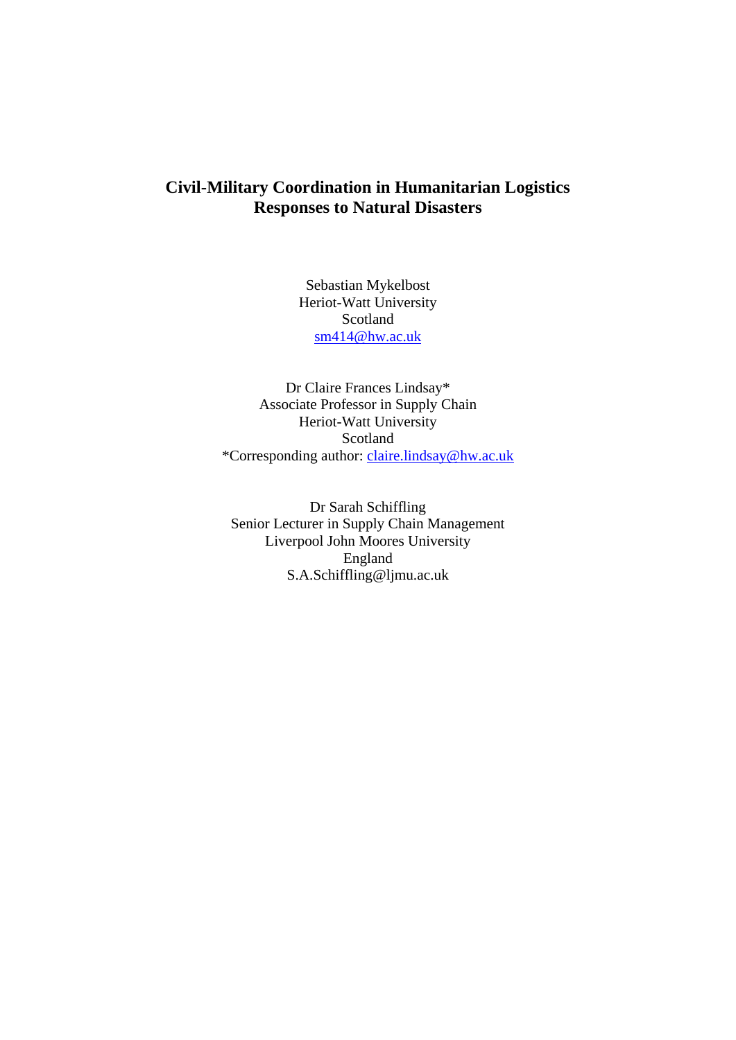# Civil-Military Coordination in Humanitarian Logistics Responses to Natural Disasters

Sebastian Mykelbost
Heriot-Watt University
Scotland
sm414@hw.ac.uk

Dr Claire Frances Lindsay*
Associate Professor in Supply Chain
Heriot-Watt University
Scotland
*Corresponding author: claire.lindsay@hw.ac.uk

Dr Sarah Schiffling
Senior Lecturer in Supply Chain Management
Liverpool John Moores University
England
S.A.Schiffling@ljmu.ac.uk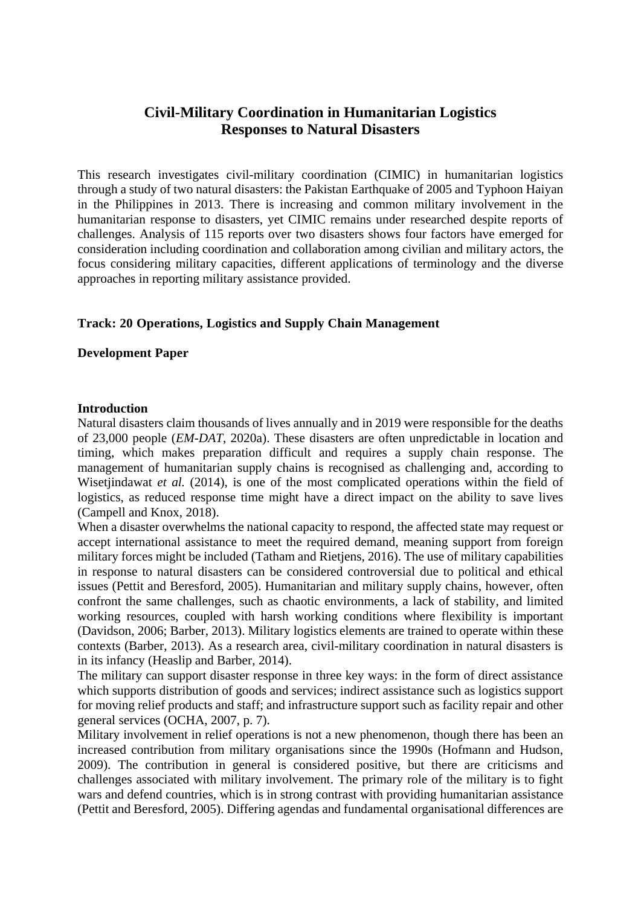# Civil-Military Coordination in Humanitarian Logistics Responses to Natural Disasters

This research investigates civil-military coordination (CIMIC) in humanitarian logistics through a study of two natural disasters: the Pakistan Earthquake of 2005 and Typhoon Haiyan in the Philippines in 2013. There is increasing and common military involvement in the humanitarian response to disasters, yet CIMIC remains under researched despite reports of challenges. Analysis of 115 reports over two disasters shows four factors have emerged for consideration including coordination and collaboration among civilian and military actors, the focus considering military capacities, different applications of terminology and the diverse approaches in reporting military assistance provided.

**Track: 20 Operations, Logistics and Supply Chain Management**

**Development Paper**

## Introduction

Natural disasters claim thousands of lives annually and in 2019 were responsible for the deaths of 23,000 people (*EM-DAT*, 2020a). These disasters are often unpredictable in location and timing, which makes preparation difficult and requires a supply chain response. The management of humanitarian supply chains is recognised as challenging and, according to Wisetjindawat *et al.* (2014), is one of the most complicated operations within the field of logistics, as reduced response time might have a direct impact on the ability to save lives (Campell and Knox, 2018).

When a disaster overwhelms the national capacity to respond, the affected state may request or accept international assistance to meet the required demand, meaning support from foreign military forces might be included (Tatham and Rietjens, 2016). The use of military capabilities in response to natural disasters can be considered controversial due to political and ethical issues (Pettit and Beresford, 2005). Humanitarian and military supply chains, however, often confront the same challenges, such as chaotic environments, a lack of stability, and limited working resources, coupled with harsh working conditions where flexibility is important (Davidson, 2006; Barber, 2013). Military logistics elements are trained to operate within these contexts (Barber, 2013). As a research area, civil-military coordination in natural disasters is in its infancy (Heaslip and Barber, 2014).

The military can support disaster response in three key ways: in the form of direct assistance which supports distribution of goods and services; indirect assistance such as logistics support for moving relief products and staff; and infrastructure support such as facility repair and other general services (OCHA, 2007, p. 7).

Military involvement in relief operations is not a new phenomenon, though there has been an increased contribution from military organisations since the 1990s (Hofmann and Hudson, 2009). The contribution in general is considered positive, but there are criticisms and challenges associated with military involvement. The primary role of the military is to fight wars and defend countries, which is in strong contrast with providing humanitarian assistance (Pettit and Beresford, 2005). Differing agendas and fundamental organisational differences are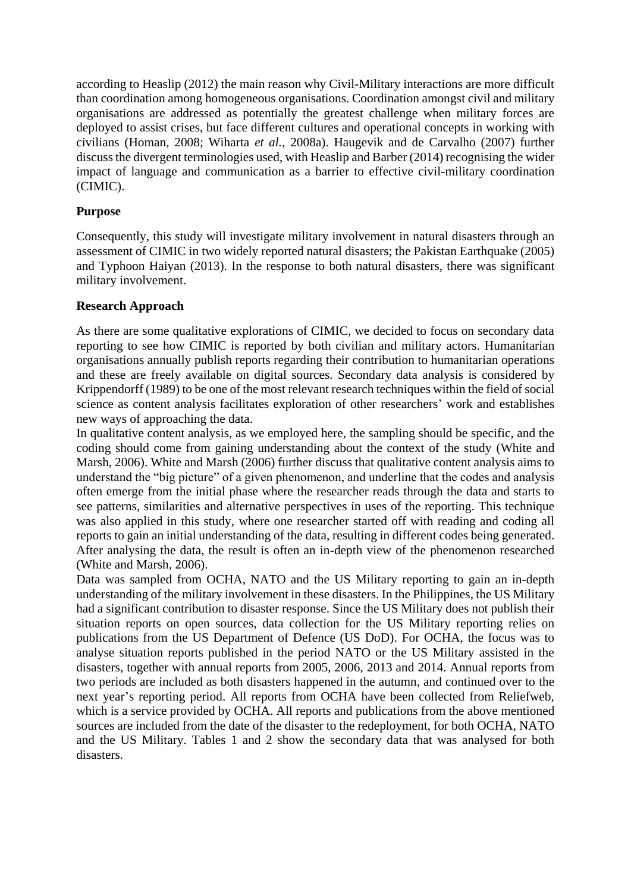according to Heaslip (2012) the main reason why Civil-Military interactions are more difficult than coordination among homogeneous organisations. Coordination amongst civil and military organisations are addressed as potentially the greatest challenge when military forces are deployed to assist crises, but face different cultures and operational concepts in working with civilians (Homan, 2008; Wiharta *et al.*, 2008a). Haugevik and de Carvalho (2007) further discuss the divergent terminologies used, with Heaslip and Barber (2014) recognising the wider impact of language and communication as a barrier to effective civil-military coordination (CIMIC).

**Purpose**

Consequently, this study will investigate military involvement in natural disasters through an assessment of CIMIC in two widely reported natural disasters; the Pakistan Earthquake (2005) and Typhoon Haiyan (2013). In the response to both natural disasters, there was significant military involvement.

**Research Approach**

As there are some qualitative explorations of CIMIC, we decided to focus on secondary data reporting to see how CIMIC is reported by both civilian and military actors. Humanitarian organisations annually publish reports regarding their contribution to humanitarian operations and these are freely available on digital sources. Secondary data analysis is considered by Krippendorff (1989) to be one of the most relevant research techniques within the field of social science as content analysis facilitates exploration of other researchers' work and establishes new ways of approaching the data.

In qualitative content analysis, as we employed here, the sampling should be specific, and the coding should come from gaining understanding about the context of the study (White and Marsh, 2006). White and Marsh (2006) further discuss that qualitative content analysis aims to understand the "big picture" of a given phenomenon, and underline that the codes and analysis often emerge from the initial phase where the researcher reads through the data and starts to see patterns, similarities and alternative perspectives in uses of the reporting. This technique was also applied in this study, where one researcher started off with reading and coding all reports to gain an initial understanding of the data, resulting in different codes being generated. After analysing the data, the result is often an in-depth view of the phenomenon researched (White and Marsh, 2006).

Data was sampled from OCHA, NATO and the US Military reporting to gain an in-depth understanding of the military involvement in these disasters. In the Philippines, the US Military had a significant contribution to disaster response. Since the US Military does not publish their situation reports on open sources, data collection for the US Military reporting relies on publications from the US Department of Defence (US DoD). For OCHA, the focus was to analyse situation reports published in the period NATO or the US Military assisted in the disasters, together with annual reports from 2005, 2006, 2013 and 2014. Annual reports from two periods are included as both disasters happened in the autumn, and continued over to the next year's reporting period. All reports from OCHA have been collected from Reliefweb, which is a service provided by OCHA. All reports and publications from the above mentioned sources are included from the date of the disaster to the redeployment, for both OCHA, NATO and the US Military. Tables 1 and 2 show the secondary data that was analysed for both disasters.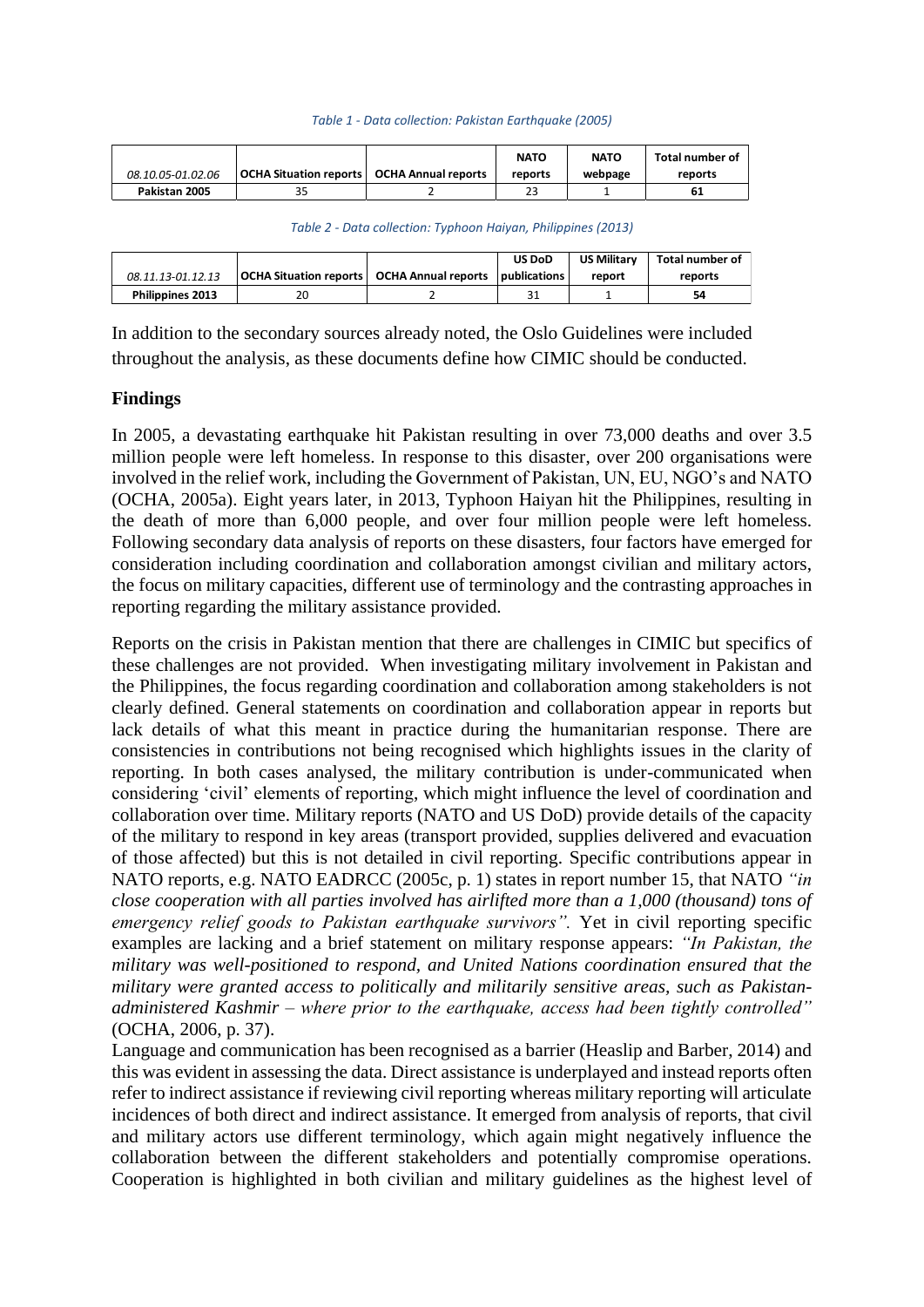*Table 1 - Data collection: Pakistan Earthquake (2005)*

| *08.10.05-01.02.06* | OCHA Situation reports | OCHA Annual reports | NATO reports | NATO webpage | Total number of reports |
|---|---|---|---|---|---|
| **Pakistan 2005** | 35 | 2 | 23 | 1 | **61** |

*Table 2 - Data collection: Typhoon Haiyan, Philippines (2013)*

| *08.11.13-01.12.13* | OCHA Situation reports | OCHA Annual reports | US DoD publications | US Military report | Total number of reports |
|---|---|---|---|---|---|
| **Philippines 2013** | 20 | 2 | 31 | 1 | **54** |

In addition to the secondary sources already noted, the Oslo Guidelines were included throughout the analysis, as these documents define how CIMIC should be conducted.

## Findings

In 2005, a devastating earthquake hit Pakistan resulting in over 73,000 deaths and over 3.5 million people were left homeless. In response to this disaster, over 200 organisations were involved in the relief work, including the Government of Pakistan, UN, EU, NGO's and NATO (OCHA, 2005a). Eight years later, in 2013, Typhoon Haiyan hit the Philippines, resulting in the death of more than 6,000 people, and over four million people were left homeless. Following secondary data analysis of reports on these disasters, four factors have emerged for consideration including coordination and collaboration amongst civilian and military actors, the focus on military capacities, different use of terminology and the contrasting approaches in reporting regarding the military assistance provided.

Reports on the crisis in Pakistan mention that there are challenges in CIMIC but specifics of these challenges are not provided. When investigating military involvement in Pakistan and the Philippines, the focus regarding coordination and collaboration among stakeholders is not clearly defined. General statements on coordination and collaboration appear in reports but lack details of what this meant in practice during the humanitarian response. There are consistencies in contributions not being recognised which highlights issues in the clarity of reporting. In both cases analysed, the military contribution is under-communicated when considering 'civil' elements of reporting, which might influence the level of coordination and collaboration over time. Military reports (NATO and US DoD) provide details of the capacity of the military to respond in key areas (transport provided, supplies delivered and evacuation of those affected) but this is not detailed in civil reporting. Specific contributions appear in NATO reports, e.g. NATO EADRCC (2005c, p. 1) states in report number 15, that NATO *"in close cooperation with all parties involved has airlifted more than a 1,000 (thousand) tons of emergency relief goods to Pakistan earthquake survivors".* Yet in civil reporting specific examples are lacking and a brief statement on military response appears: *"In Pakistan, the military was well-positioned to respond, and United Nations coordination ensured that the military were granted access to politically and militarily sensitive areas, such as Pakistan-administered Kashmir – where prior to the earthquake, access had been tightly controlled"* (OCHA, 2006, p. 37).

Language and communication has been recognised as a barrier (Heaslip and Barber, 2014) and this was evident in assessing the data. Direct assistance is underplayed and instead reports often refer to indirect assistance if reviewing civil reporting whereas military reporting will articulate incidences of both direct and indirect assistance. It emerged from analysis of reports, that civil and military actors use different terminology, which again might negatively influence the collaboration between the different stakeholders and potentially compromise operations. Cooperation is highlighted in both civilian and military guidelines as the highest level of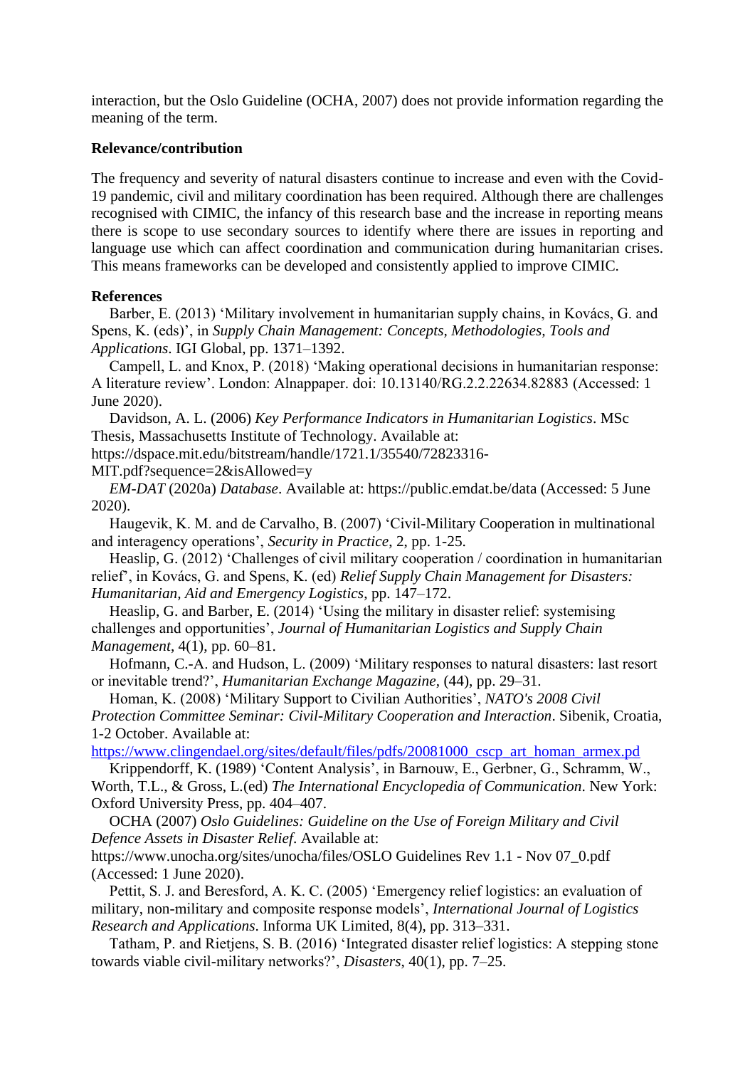interaction, but the Oslo Guideline (OCHA, 2007) does not provide information regarding the meaning of the term.

**Relevance/contribution**

The frequency and severity of natural disasters continue to increase and even with the Covid-19 pandemic, civil and military coordination has been required. Although there are challenges recognised with CIMIC, the infancy of this research base and the increase in reporting means there is scope to use secondary sources to identify where there are issues in reporting and language use which can affect coordination and communication during humanitarian crises. This means frameworks can be developed and consistently applied to improve CIMIC.

**References**

Barber, E. (2013) 'Military involvement in humanitarian supply chains, in Kovács, G. and Spens, K. (eds)', in *Supply Chain Management: Concepts, Methodologies, Tools and Applications*. IGI Global, pp. 1371–1392.

Campell, L. and Knox, P. (2018) 'Making operational decisions in humanitarian response: A literature review'. London: Alnappaper. doi: 10.13140/RG.2.2.22634.82883 (Accessed: 1 June 2020).

Davidson, A. L. (2006) *Key Performance Indicators in Humanitarian Logistics*. MSc Thesis, Massachusetts Institute of Technology. Available at: https://dspace.mit.edu/bitstream/handle/1721.1/35540/72823316-MIT.pdf?sequence=2&isAllowed=y

*EM-DAT* (2020a) *Database*. Available at: https://public.emdat.be/data (Accessed: 5 June 2020).

Haugevik, K. M. and de Carvalho, B. (2007) 'Civil-Military Cooperation in multinational and interagency operations', *Security in Practice*, 2, pp. 1-25.

Heaslip, G. (2012) 'Challenges of civil military cooperation / coordination in humanitarian relief', in Kovács, G. and Spens, K. (ed) *Relief Supply Chain Management for Disasters: Humanitarian, Aid and Emergency Logistics*, pp. 147–172.

Heaslip, G. and Barber, E. (2014) 'Using the military in disaster relief: systemising challenges and opportunities', *Journal of Humanitarian Logistics and Supply Chain Management*, 4(1), pp. 60–81.

Hofmann, C.-A. and Hudson, L. (2009) 'Military responses to natural disasters: last resort or inevitable trend?', *Humanitarian Exchange Magazine*, (44), pp. 29–31.

Homan, K. (2008) 'Military Support to Civilian Authorities', *NATO's 2008 Civil Protection Committee Seminar: Civil-Military Cooperation and Interaction*. Sibenik, Croatia, 1-2 October. Available at: https://www.clingendael.org/sites/default/files/pdfs/20081000_cscp_art_homan_armex.pd

Krippendorff, K. (1989) 'Content Analysis', in Barnouw, E., Gerbner, G., Schramm, W., Worth, T.L., & Gross, L.(ed) *The International Encyclopedia of Communication*. New York: Oxford University Press, pp. 404–407.

OCHA (2007) *Oslo Guidelines: Guideline on the Use of Foreign Military and Civil Defence Assets in Disaster Relief*. Available at: https://www.unocha.org/sites/unocha/files/OSLO Guidelines Rev 1.1 - Nov 07_0.pdf (Accessed: 1 June 2020).

Pettit, S. J. and Beresford, A. K. C. (2005) 'Emergency relief logistics: an evaluation of military, non-military and composite response models', *International Journal of Logistics Research and Applications*. Informa UK Limited, 8(4), pp. 313–331.

Tatham, P. and Rietjens, S. B. (2016) 'Integrated disaster relief logistics: A stepping stone towards viable civil-military networks?', *Disasters*, 40(1), pp. 7–25.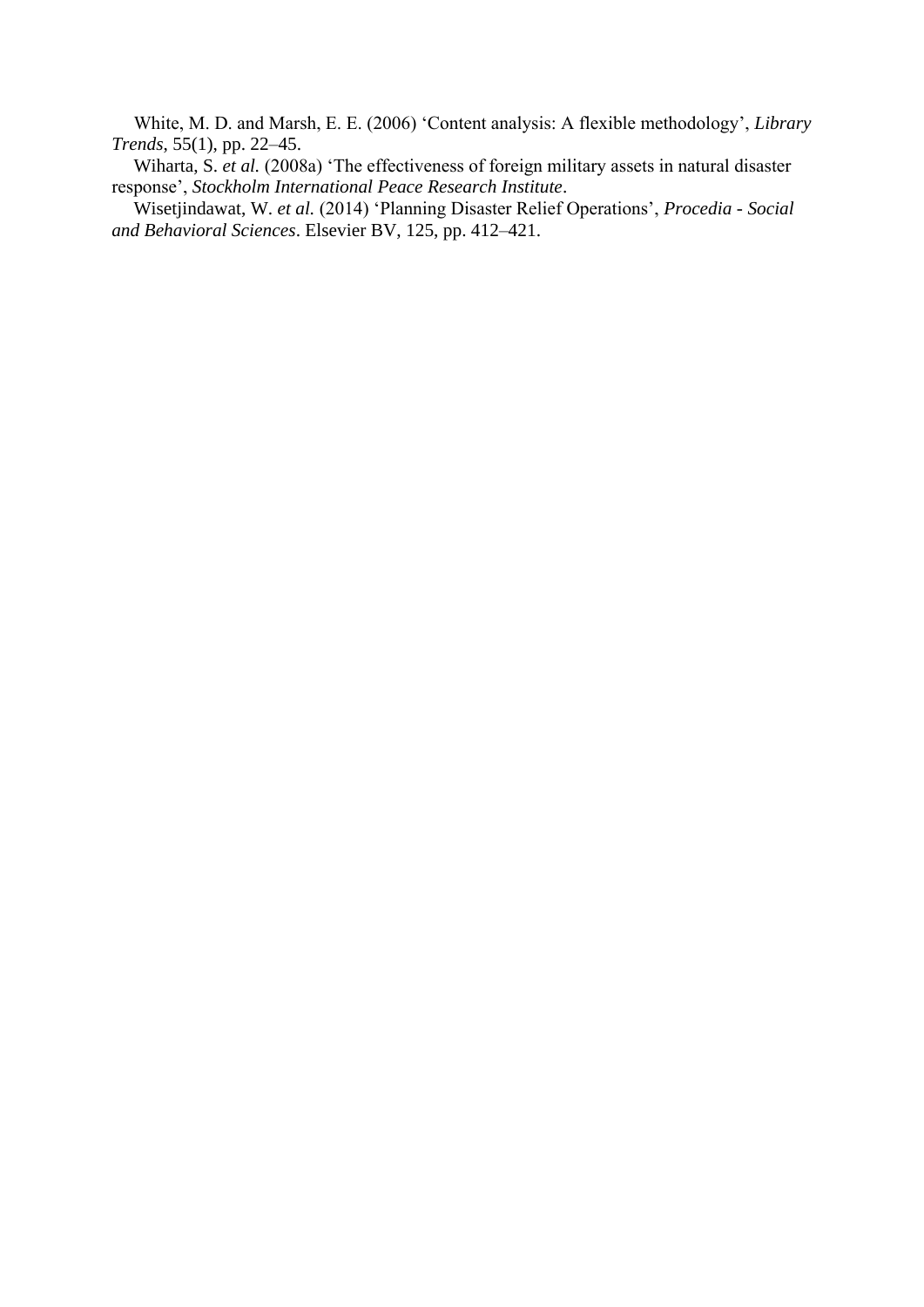White, M. D. and Marsh, E. E. (2006) ‘Content analysis: A flexible methodology’, *Library Trends*, 55(1), pp. 22–45.

Wiharta, S. *et al.* (2008a) ‘The effectiveness of foreign military assets in natural disaster response’, *Stockholm International Peace Research Institute*.

Wisetjindawat, W. *et al.* (2014) ‘Planning Disaster Relief Operations’, *Procedia - Social and Behavioral Sciences*. Elsevier BV, 125, pp. 412–421.